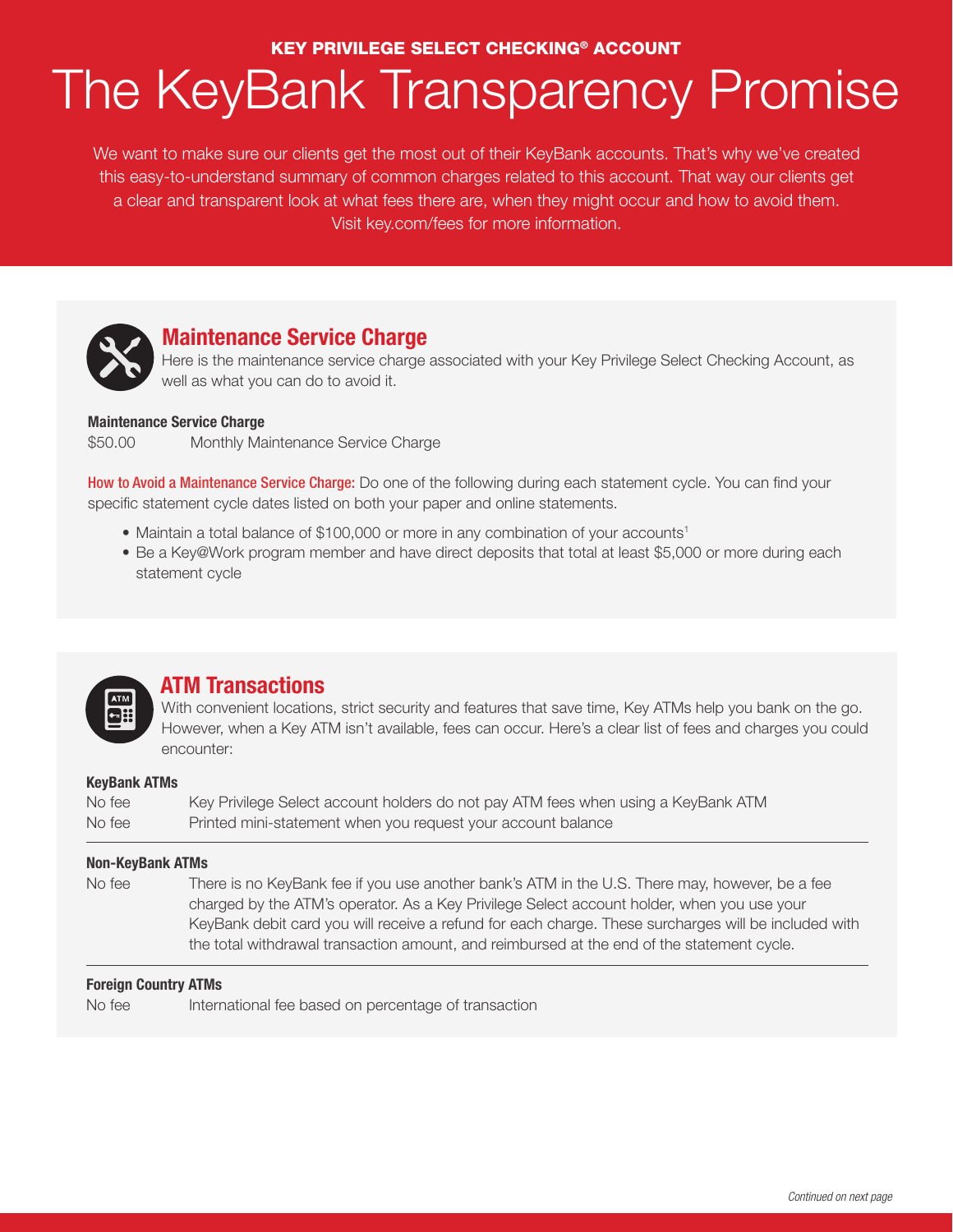KEY PRIVILEGE SELECT CHECKING® ACCOUNT

# The KeyBank Transparency Promise

We want to make sure our clients get the most out of their KeyBank accounts. That's why we've created this easy-to-understand summary of common charges related to this account. That way our clients get a clear and transparent look at what fees there are, when they might occur and how to avoid them. Visit key.com/fees for more information.

## Maintenance Service Charge

Here is the maintenance service charge associated with your Key Privilege Select Checking Account, as well as what you can do to avoid it.

**Maintenance Service Charge**

| | |
|---|---|
| $50.00 | Monthly Maintenance Service Charge |

How to Avoid a Maintenance Service Charge: Do one of the following during each statement cycle. You can find your specific statement cycle dates listed on both your paper and online statements.

- Maintain a total balance of $100,000 or more in any combination of your accounts[1]
- Be a Key@Work program member and have direct deposits that total at least $5,000 or more during each statement cycle

## ATM Transactions

With convenient locations, strict security and features that save time, Key ATMs help you bank on the go. However, when a Key ATM isn't available, fees can occur. Here's a clear list of fees and charges you could encounter:

**KeyBank ATMs**

| | |
|---|---|
| No fee | Key Privilege Select account holders do not pay ATM fees when using a KeyBank ATM |
| No fee | Printed mini-statement when you request your account balance |

**Non-KeyBank ATMs**

| | |
|---|---|
| No fee | There is no KeyBank fee if you use another bank's ATM in the U.S. There may, however, be a fee charged by the ATM's operator. As a Key Privilege Select account holder, when you use your KeyBank debit card you will receive a refund for each charge. These surcharges will be included with the total withdrawal transaction amount, and reimbursed at the end of the statement cycle. |

**Foreign Country ATMs**

| | |
|---|---|
| No fee | International fee based on percentage of transaction |

*Continued on next page*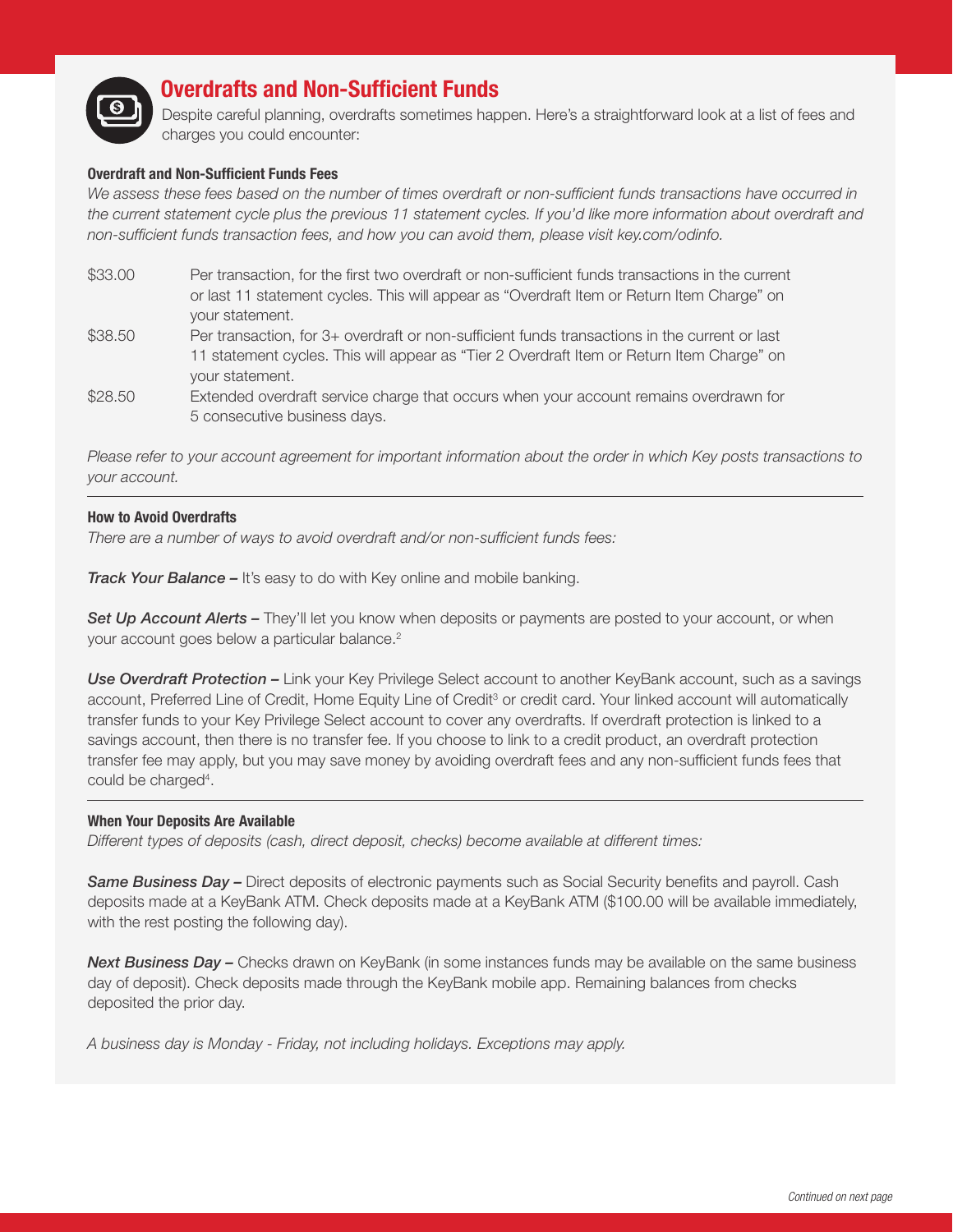## Overdrafts and Non-Sufficient Funds

Despite careful planning, overdrafts sometimes happen. Here's a straightforward look at a list of fees and charges you could encounter:

### Overdraft and Non-Sufficient Funds Fees

*We assess these fees based on the number of times overdraft or non-sufficient funds transactions have occurred in the current statement cycle plus the previous 11 statement cycles. If you'd like more information about overdraft and non-sufficient funds transaction fees, and how you can avoid them, please visit key.com/odinfo.*

| | |
|---|---|
| $33.00 | Per transaction, for the first two overdraft or non-sufficient funds transactions in the current or last 11 statement cycles. This will appear as "Overdraft Item or Return Item Charge" on your statement. |
| $38.50 | Per transaction, for 3+ overdraft or non-sufficient funds transactions in the current or last 11 statement cycles. This will appear as "Tier 2 Overdraft Item or Return Item Charge" on your statement. |
| $28.50 | Extended overdraft service charge that occurs when your account remains overdrawn for 5 consecutive business days. |

*Please refer to your account agreement for important information about the order in which Key posts transactions to your account.*

---

### How to Avoid Overdrafts

*There are a number of ways to avoid overdraft and/or non-sufficient funds fees:*

***Track Your Balance –*** It's easy to do with Key online and mobile banking.

***Set Up Account Alerts –*** They'll let you know when deposits or payments are posted to your account, or when your account goes below a particular balance.[2]

***Use Overdraft Protection –*** Link your Key Privilege Select account to another KeyBank account, such as a savings account, Preferred Line of Credit, Home Equity Line of Credit[3] or credit card. Your linked account will automatically transfer funds to your Key Privilege Select account to cover any overdrafts. If overdraft protection is linked to a savings account, then there is no transfer fee. If you choose to link to a credit product, an overdraft protection transfer fee may apply, but you may save money by avoiding overdraft fees and any non-sufficient funds fees that could be charged[4].

---

### When Your Deposits Are Available

*Different types of deposits (cash, direct deposit, checks) become available at different times:*

***Same Business Day –*** Direct deposits of electronic payments such as Social Security benefits and payroll. Cash deposits made at a KeyBank ATM. Check deposits made at a KeyBank ATM ($100.00 will be available immediately, with the rest posting the following day).

***Next Business Day –*** Checks drawn on KeyBank (in some instances funds may be available on the same business day of deposit). Check deposits made through the KeyBank mobile app. Remaining balances from checks deposited the prior day.

*A business day is Monday - Friday, not including holidays. Exceptions may apply.*

*Continued on next page*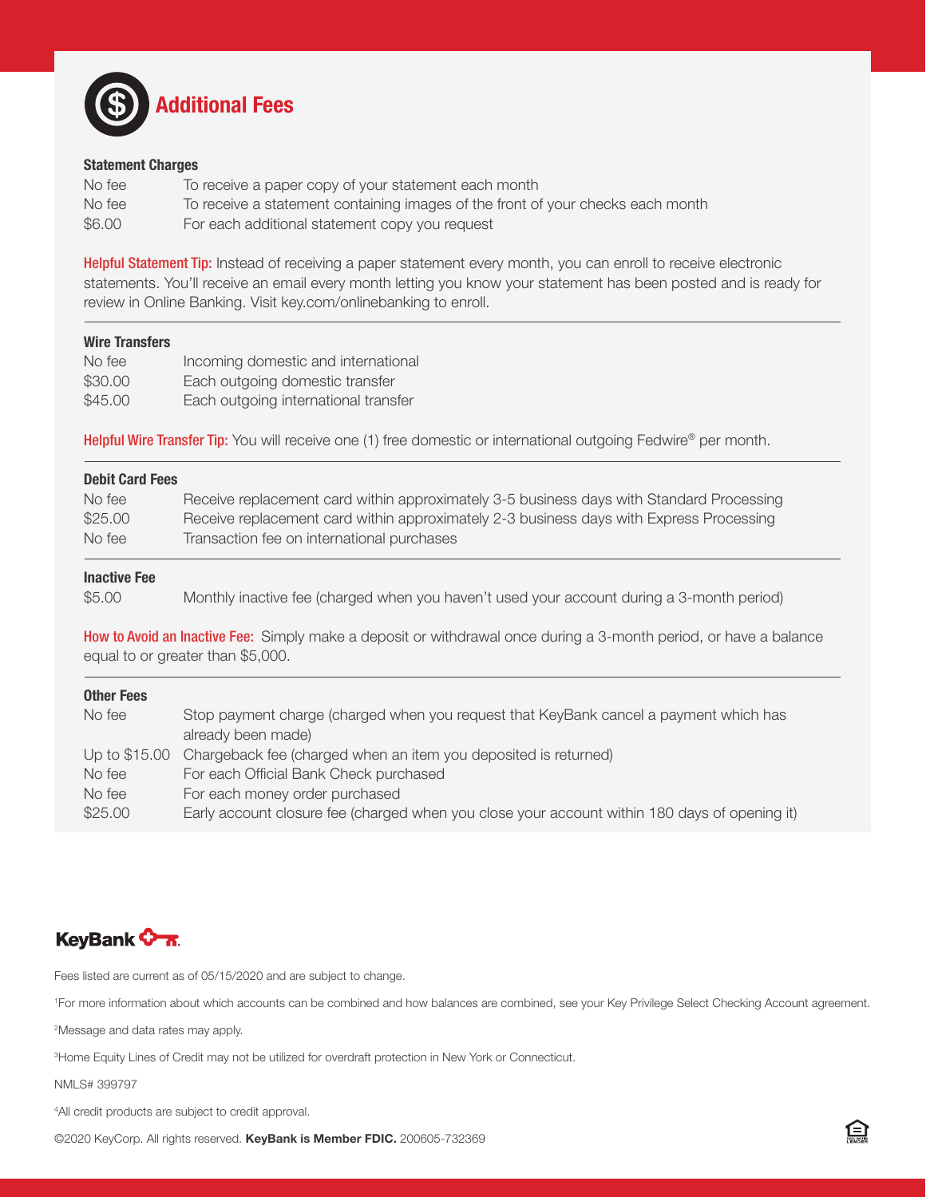# Additional Fees

### Statement Charges

| | |
|---|---|
| No fee | To receive a paper copy of your statement each month |
| No fee | To receive a statement containing images of the front of your checks each month |
| $6.00 | For each additional statement copy you request |

**Helpful Statement Tip:** Instead of receiving a paper statement every month, you can enroll to receive electronic statements. You'll receive an email every month letting you know your statement has been posted and is ready for review in Online Banking. Visit key.com/onlinebanking to enroll.

### Wire Transfers

| | |
|---|---|
| No fee | Incoming domestic and international |
| $30.00 | Each outgoing domestic transfer |
| $45.00 | Each outgoing international transfer |

**Helpful Wire Transfer Tip:** You will receive one (1) free domestic or international outgoing Fedwire® per month.

### Debit Card Fees

| | |
|---|---|
| No fee | Receive replacement card within approximately 3-5 business days with Standard Processing |
| $25.00 | Receive replacement card within approximately 2-3 business days with Express Processing |
| No fee | Transaction fee on international purchases |

### Inactive Fee

| | |
|---|---|
| $5.00 | Monthly inactive fee (charged when you haven't used your account during a 3-month period) |

**How to Avoid an Inactive Fee:** Simply make a deposit or withdrawal once during a 3-month period, or have a balance equal to or greater than $5,000.

### Other Fees

| | |
|---|---|
| No fee | Stop payment charge (charged when you request that KeyBank cancel a payment which has already been made) |
| Up to $15.00 | Chargeback fee (charged when an item you deposited is returned) |
| No fee | For each Official Bank Check purchased |
| No fee | For each money order purchased |
| $25.00 | Early account closure fee (charged when you close your account within 180 days of opening it) |

KeyBank

Fees listed are current as of 05/15/2020 and are subject to change.

[1]For more information about which accounts can be combined and how balances are combined, see your Key Privilege Select Checking Account agreement.

[2]Message and data rates may apply.

[3]Home Equity Lines of Credit may not be utilized for overdraft protection in New York or Connecticut.

NMLS# 399797

[4]All credit products are subject to credit approval.

©2020 KeyCorp. All rights reserved. **KeyBank is Member FDIC.** 200605-732369